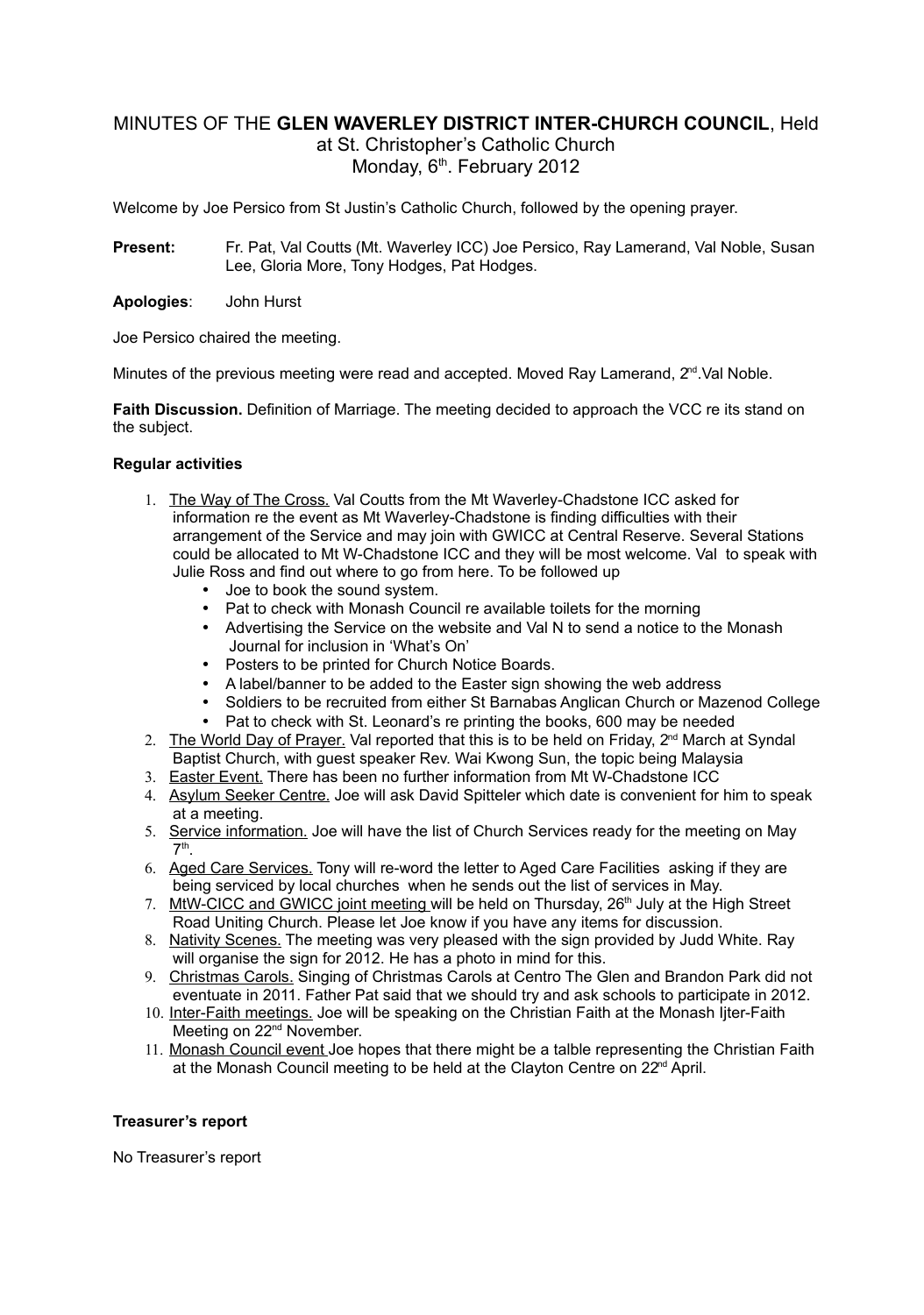# MINUTES OF THE **GLEN WAVERLEY DISTRICT INTER-CHURCH COUNCIL**, Held at St. Christopher's Catholic Church Monday, 6th. February 2012

Welcome by Joe Persico from St Justin's Catholic Church, followed by the opening prayer.

**Present:** Fr. Pat, Val Coutts (Mt. Waverley ICC) Joe Persico, Ray Lamerand, Val Noble, Susan Lee, Gloria More, Tony Hodges, Pat Hodges.

**Apologies**: John Hurst

Joe Persico chaired the meeting.

Minutes of the previous meeting were read and accepted. Moved Ray Lamerand, 2nd.Val Noble.

**Faith Discussion.** Definition of Marriage. The meeting decided to approach the VCC re its stand on the subject.

**Regular activities**

1. The Way of The Cross. Val Coutts from the Mt Waverley-Chadstone ICC asked for information re the event as Mt Waverley-Chadstone is finding difficulties with their arrangement of the Service and may join with GWICC at Central Reserve. Several Stations could be allocated to Mt W-Chadstone ICC and they will be most welcome. Val to speak with Julie Ross and find out where to go from here. To be followed up
   - Joe to book the sound system.
   - Pat to check with Monash Council re available toilets for the morning
   - Advertising the Service on the website and Val N to send a notice to the Monash Journal for inclusion in 'What's On'
   - Posters to be printed for Church Notice Boards.
   - A label/banner to be added to the Easter sign showing the web address
   - Soldiers to be recruited from either St Barnabas Anglican Church or Mazenod College
   - Pat to check with St. Leonard's re printing the books, 600 may be needed
2. The World Day of Prayer. Val reported that this is to be held on Friday, 2nd March at Syndal Baptist Church, with guest speaker Rev. Wai Kwong Sun, the topic being Malaysia
3. Easter Event. There has been no further information from Mt W-Chadstone ICC
4. Asylum Seeker Centre. Joe will ask David Spitteler which date is convenient for him to speak at a meeting.
5. Service information. Joe will have the list of Church Services ready for the meeting on May 7th.
6. Aged Care Services. Tony will re-word the letter to Aged Care Facilities asking if they are being serviced by local churches when he sends out the list of services in May.
7. MtW-CICC and GWICC joint meeting will be held on Thursday, 26th July at the High Street Road Uniting Church. Please let Joe know if you have any items for discussion.
8. Nativity Scenes. The meeting was very pleased with the sign provided by Judd White. Ray will organise the sign for 2012. He has a photo in mind for this.
9. Christmas Carols. Singing of Christmas Carols at Centro The Glen and Brandon Park did not eventuate in 2011. Father Pat said that we should try and ask schools to participate in 2012.
10. Inter-Faith meetings. Joe will be speaking on the Christian Faith at the Monash Ijter-Faith Meeting on 22nd November.
11. Monash Council event Joe hopes that there might be a talble representing the Christian Faith at the Monash Council meeting to be held at the Clayton Centre on 22nd April.

**Treasurer's report**

No Treasurer's report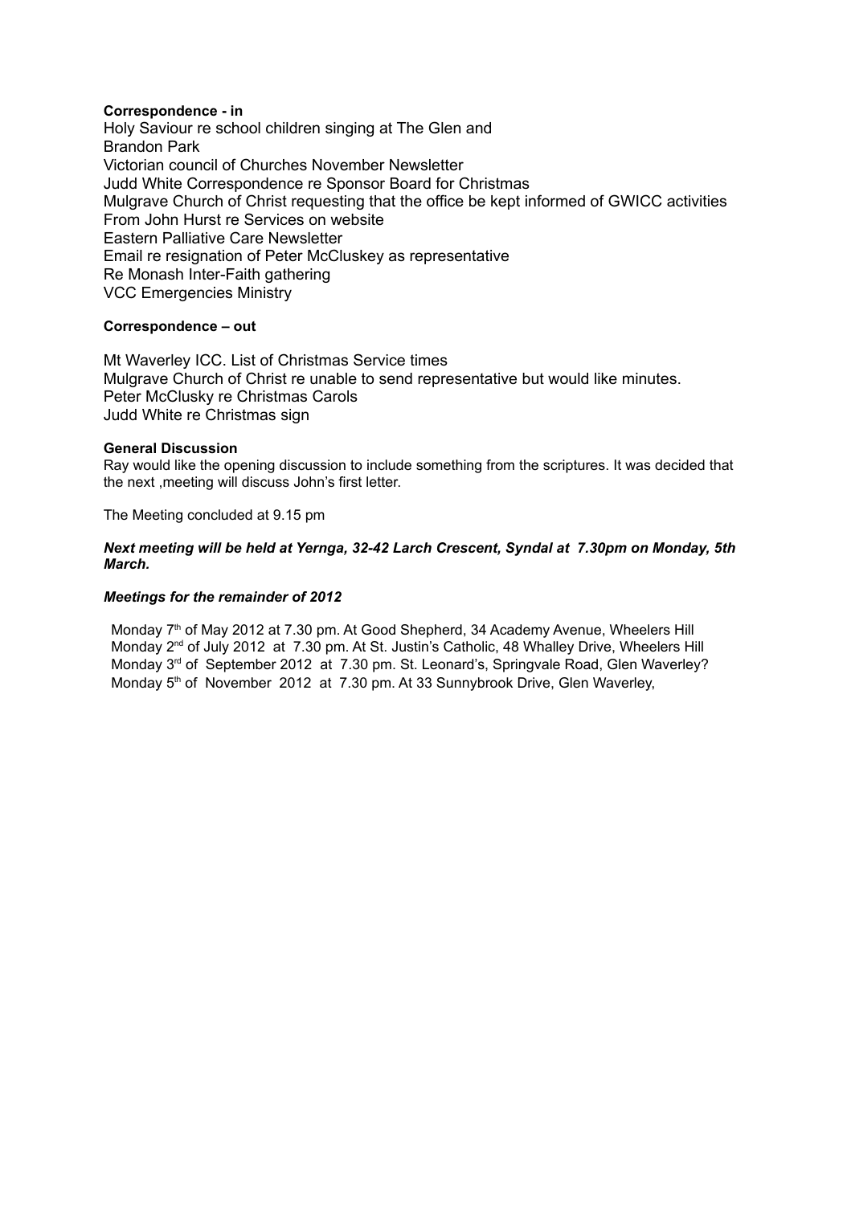**Correspondence - in**

Holy Saviour re school children singing at The Glen and Brandon Park
Victorian council of Churches November Newsletter
Judd White Correspondence re Sponsor Board for Christmas
Mulgrave Church of Christ requesting that the office be kept informed of GWICC activities
From John Hurst re Services on website
Eastern Palliative Care Newsletter
Email re resignation of Peter McCluskey as representative
Re Monash Inter-Faith gathering
VCC Emergencies Ministry

**Correspondence – out**

Mt Waverley ICC. List of Christmas Service times
Mulgrave Church of Christ re unable to send representative but would like minutes.
Peter McClusky re Christmas Carols
Judd White re Christmas sign

**General Discussion**

Ray would like the opening discussion to include something from the scriptures. It was decided that the next ,meeting will discuss John's first letter.

The Meeting concluded at 9.15 pm

***Next meeting will be held at Yernga, 32-42 Larch Crescent, Syndal at 7.30pm on Monday, 5th March.***

***Meetings for the remainder of 2012***

Monday 7th of May 2012 at 7.30 pm. At Good Shepherd, 34 Academy Avenue, Wheelers Hill
Monday 2nd of July 2012 at 7.30 pm. At St. Justin's Catholic, 48 Whalley Drive, Wheelers Hill
Monday 3rd of September 2012 at 7.30 pm. St. Leonard's, Springvale Road, Glen Waverley?
Monday 5th of November 2012 at 7.30 pm. At 33 Sunnybrook Drive, Glen Waverley,